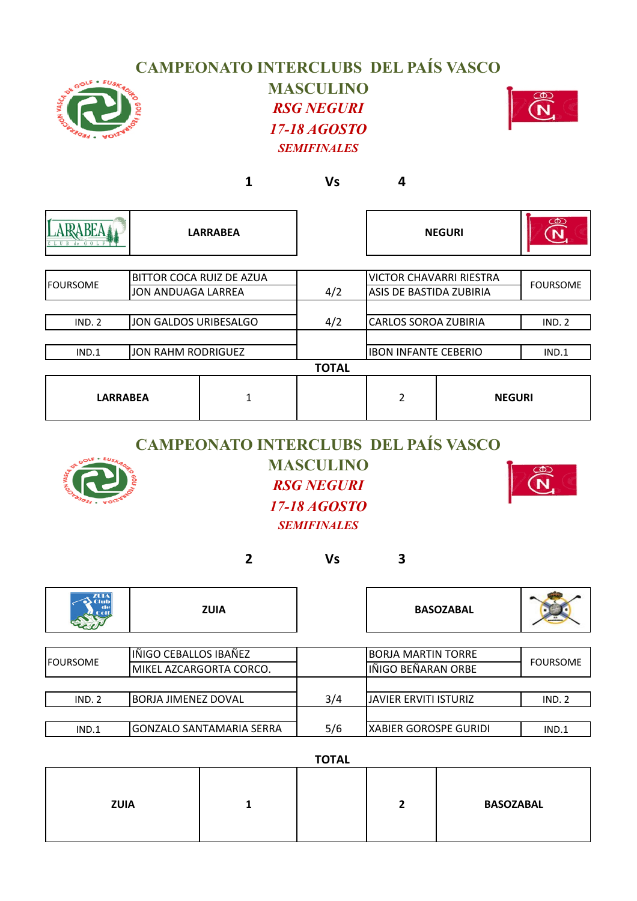# CAMPEONATO INTERCLUBS DEL PAÍS VASCO

## MASCULINO

***RSG NEGURI***

***17-18 AGOSTO***

***SEMIFINALES***

**1** **Vs** **4**

| | | | | |
|---|---|---|---|---|
| | **LARRABEA** | | **NEGURI** | |
| FOURSOME | BITTOR COCA RUIZ DE AZUA<br>JON ANDUAGA LARREA | 4/2 | VICTOR CHAVARRI RIESTRA<br>ASIS DE BASTIDA ZUBIRIA | FOURSOME |
| IND. 2 | JON GALDOS URIBESALGO | 4/2 | CARLOS SOROA ZUBIRIA | IND. 2 |
| IND.1 | JON RAHM RODRIGUEZ | | IBON INFANTE CEBERIO | IND.1 |

**TOTAL**

| | | | | |
|---|---|---|---|---|
| **LARRABEA** | 1 | | 2 | **NEGURI** |

# CAMPEONATO INTERCLUBS DEL PAÍS VASCO

## MASCULINO

***RSG NEGURI***

***17-18 AGOSTO***

***SEMIFINALES***

**2** **Vs** **3**

| | | | | |
|---|---|---|---|---|
| | **ZUIA** | | **BASOZABAL** | |
| FOURSOME | IÑIGO CEBALLOS IBAÑEZ<br>MIKEL AZCARGORTA CORCO. | | BORJA MARTIN TORRE<br>IÑIGO BEÑARAN ORBE | FOURSOME |
| IND. 2 | BORJA JIMENEZ DOVAL | 3/4 | JAVIER ERVITI ISTURIZ | IND. 2 |
| IND.1 | GONZALO SANTAMARIA SERRA | 5/6 | XABIER GOROSPE GURIDI | IND.1 |

**TOTAL**

| | | | | |
|---|---|---|---|---|
| **ZUIA** | **1** | | **2** | **BASOZABAL** |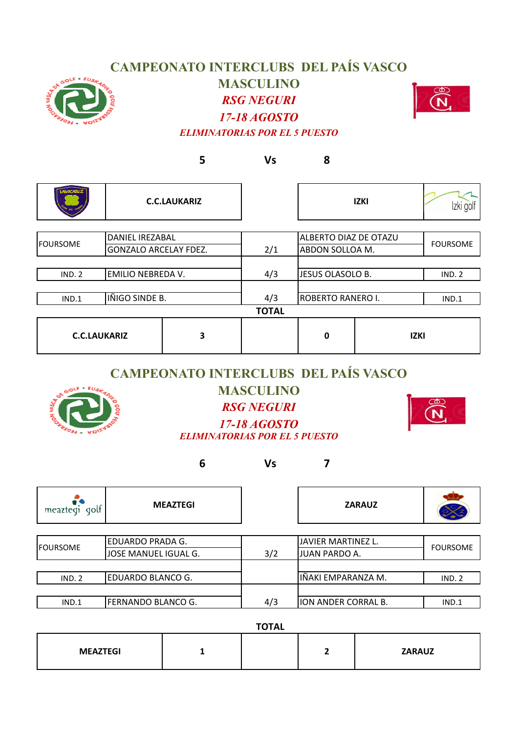## CAMPEONATO INTERCLUBS DEL PAÍS VASCO

## MASCULINO

### *RSG NEGURI*

### *17-18 AGOSTO*

***ELIMINATORIAS POR EL 5 PUESTO***

**5 Vs 8**

| | | | | |
|---|---|---|---|---|
| | **C.C.LAUKARIZ** | | **IZKI** | |
| FOURSOME | DANIEL IREZABAL<br>GONZALO ARCELAY FDEZ. | 2/1 | ALBERTO DIAZ DE OTAZU<br>ABDON SOLLOA M. | FOURSOME |
| IND. 2 | EMILIO NEBREDA V. | 4/3 | JESUS OLASOLO B. | IND. 2 |
| IND.1 | IÑIGO SINDE B. | 4/3 | ROBERTO RANERO I. | IND.1 |

**TOTAL**

| | | | | |
|---|---|---|---|---|
| **C.C.LAUKARIZ** | **3** | | **0** | **IZKI** |

## CAMPEONATO INTERCLUBS DEL PAÍS VASCO

## MASCULINO

### *RSG NEGURI*

### *17-18 AGOSTO*

***ELIMINATORIAS POR EL 5 PUESTO***

**6 Vs 7**

| | | | | |
|---|---|---|---|---|
| | **MEAZTEGI** | | **ZARAUZ** | |
| FOURSOME | EDUARDO PRADA G.<br>JOSE MANUEL IGUAL G. | 3/2 | JAVIER MARTINEZ L.<br>JUAN PARDO A. | FOURSOME |
| IND. 2 | EDUARDO BLANCO G. | | IÑAKI EMPARANZA M. | IND. 2 |
| IND.1 | FERNANDO BLANCO G. | 4/3 | ION ANDER CORRAL B. | IND.1 |

**TOTAL**

| | | | | |
|---|---|---|---|---|
| **MEAZTEGI** | **1** | | **2** | **ZARAUZ** |